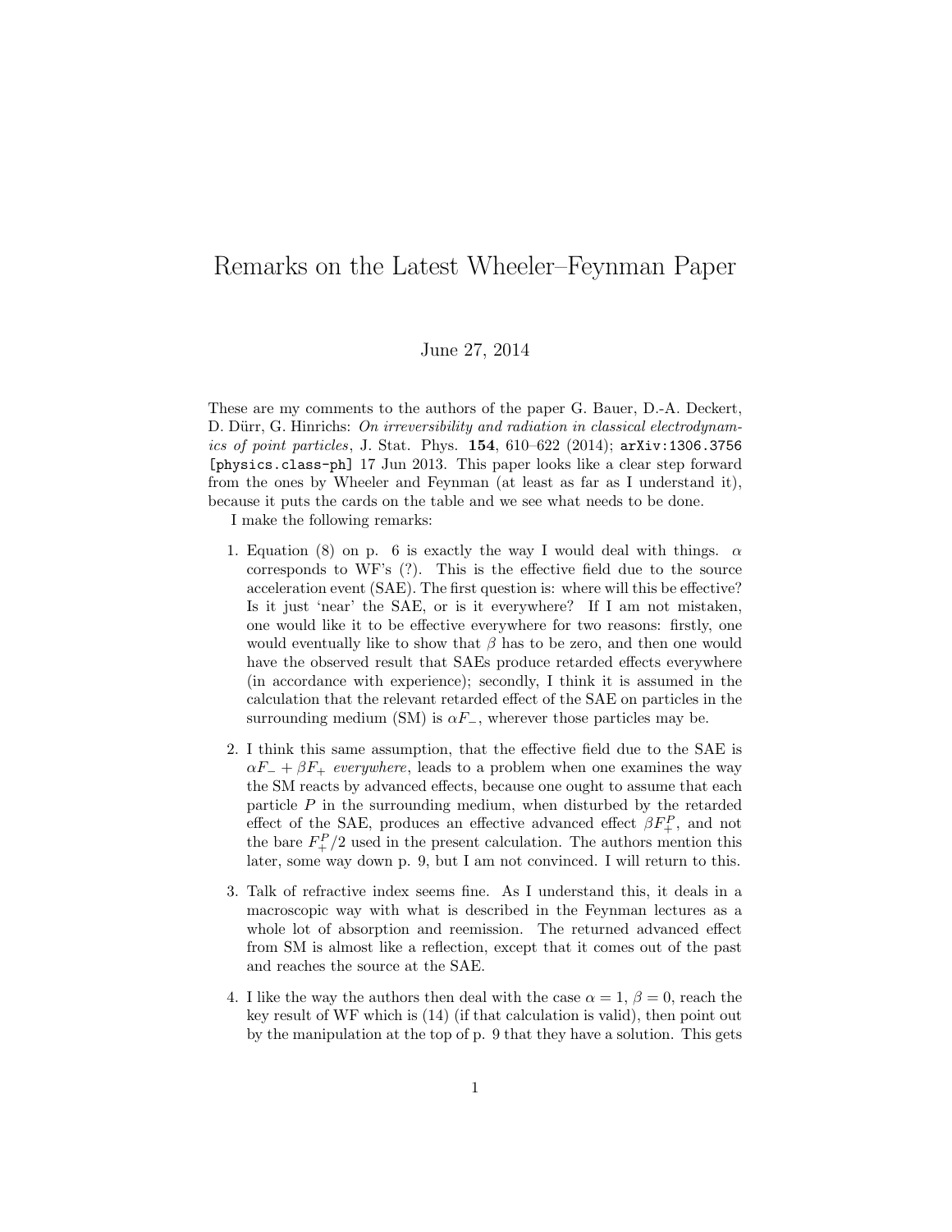# Remarks on the Latest Wheeler–Feynman Paper

June 27, 2014

These are my comments to the authors of the paper G. Bauer, D.-A. Deckert, D. Dürr, G. Hinrichs: *On irreversibility and radiation in classical electrodynamics of point particles*, J. Stat. Phys. **154**, 610–622 (2014); `arXiv:1306.3756 [physics.class-ph]` 17 Jun 2013. This paper looks like a clear step forward from the ones by Wheeler and Feynman (at least as far as I understand it), because it puts the cards on the table and we see what needs to be done.

I make the following remarks:

1. Equation (8) on p. 6 is exactly the way I would deal with things. $\alpha$ corresponds to WF's (?). This is the effective field due to the source acceleration event (SAE). The first question is: where will this be effective? Is it just 'near' the SAE, or is it everywhere? If I am not mistaken, one would like it to be effective everywhere for two reasons: firstly, one would eventually like to show that $\beta$ has to be zero, and then one would have the observed result that SAEs produce retarded effects everywhere (in accordance with experience); secondly, I think it is assumed in the calculation that the relevant retarded effect of the SAE on particles in the surrounding medium (SM) is $\alpha F_{-}$, wherever those particles may be.

2. I think this same assumption, that the effective field due to the SAE is $\alpha F_{-} + \beta F_{+}$ *everywhere*, leads to a problem when one examines the way the SM reacts by advanced effects, because one ought to assume that each particle $P$ in the surrounding medium, when disturbed by the retarded effect of the SAE, produces an effective advanced effect $\beta F_{+}^{P}$, and not the bare $F_{+}^{P}/2$ used in the present calculation. The authors mention this later, some way down p. 9, but I am not convinced. I will return to this.

3. Talk of refractive index seems fine. As I understand this, it deals in a macroscopic way with what is described in the Feynman lectures as a whole lot of absorption and reemission. The returned advanced effect from SM is almost like a reflection, except that it comes out of the past and reaches the source at the SAE.

4. I like the way the authors then deal with the case $\alpha = 1$, $\beta = 0$, reach the key result of WF which is (14) (if that calculation is valid), then point out by the manipulation at the top of p. 9 that they have a solution. This gets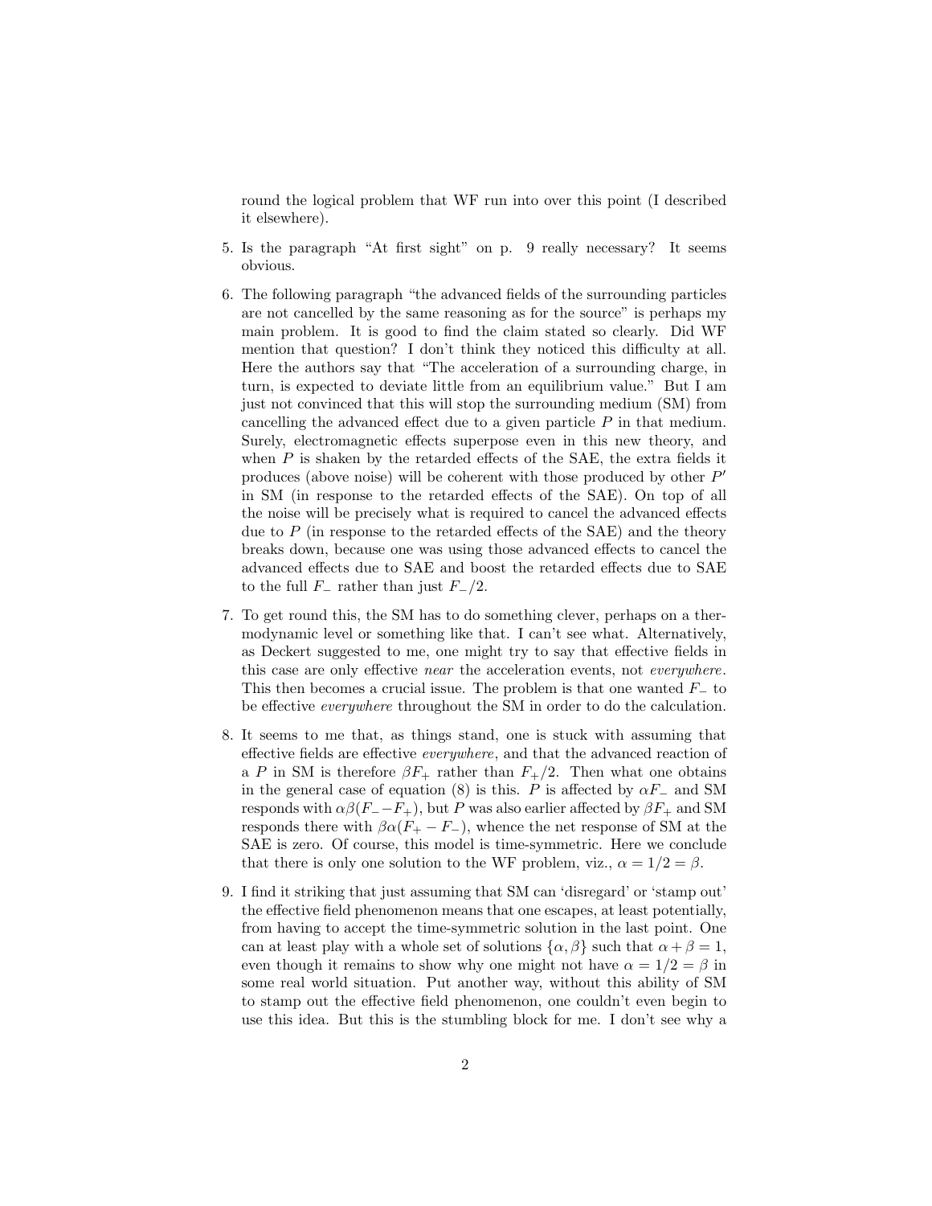round the logical problem that WF run into over this point (I described it elsewhere).

5. Is the paragraph "At first sight" on p. 9 really necessary? It seems obvious.

6. The following paragraph "the advanced fields of the surrounding particles are not cancelled by the same reasoning as for the source" is perhaps my main problem. It is good to find the claim stated so clearly. Did WF mention that question? I don't think they noticed this difficulty at all. Here the authors say that "The acceleration of a surrounding charge, in turn, is expected to deviate little from an equilibrium value." But I am just not convinced that this will stop the surrounding medium (SM) from cancelling the advanced effect due to a given particle $P$ in that medium. Surely, electromagnetic effects superpose even in this new theory, and when $P$ is shaken by the retarded effects of the SAE, the extra fields it produces (above noise) will be coherent with those produced by other $P'$ in SM (in response to the retarded effects of the SAE). On top of all the noise will be precisely what is required to cancel the advanced effects due to $P$ (in response to the retarded effects of the SAE) and the theory breaks down, because one was using those advanced effects to cancel the advanced effects due to SAE and boost the retarded effects due to SAE to the full $F_-$ rather than just $F_-/2$.

7. To get round this, the SM has to do something clever, perhaps on a thermodynamic level or something like that. I can't see what. Alternatively, as Deckert suggested to me, one might try to say that effective fields in this case are only effective *near* the acceleration events, not *everywhere*. This then becomes a crucial issue. The problem is that one wanted $F_-$ to be effective *everywhere* throughout the SM in order to do the calculation.

8. It seems to me that, as things stand, one is stuck with assuming that effective fields are effective *everywhere*, and that the advanced reaction of a $P$ in SM is therefore $\beta F_+$ rather than $F_+/2$. Then what one obtains in the general case of equation (8) is this. $P$ is affected by $\alpha F_-$ and SM responds with $\alpha\beta(F_- - F_+)$, but $P$ was also earlier affected by $\beta F_+$ and SM responds there with $\beta\alpha(F_+ - F_-)$, whence the net response of SM at the SAE is zero. Of course, this model is time-symmetric. Here we conclude that there is only one solution to the WF problem, viz., $\alpha = 1/2 = \beta$.

9. I find it striking that just assuming that SM can 'disregard' or 'stamp out' the effective field phenomenon means that one escapes, at least potentially, from having to accept the time-symmetric solution in the last point. One can at least play with a whole set of solutions $\{\alpha, \beta\}$ such that $\alpha + \beta = 1$, even though it remains to show why one might not have $\alpha = 1/2 = \beta$ in some real world situation. Put another way, without this ability of SM to stamp out the effective field phenomenon, one couldn't even begin to use this idea. But this is the stumbling block for me. I don't see why a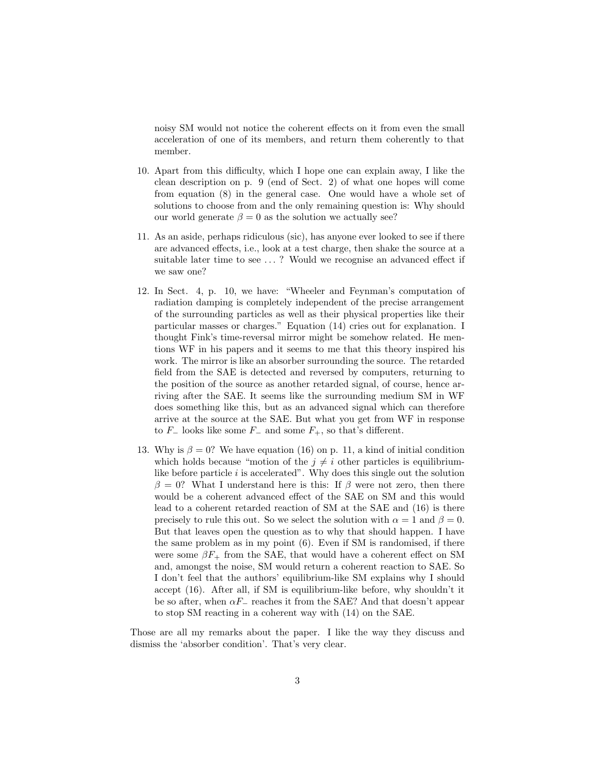noisy SM would not notice the coherent effects on it from even the small acceleration of one of its members, and return them coherently to that member.

10. Apart from this difficulty, which I hope one can explain away, I like the clean description on p. 9 (end of Sect. 2) of what one hopes will come from equation (8) in the general case. One would have a whole set of solutions to choose from and the only remaining question is: Why should our world generate $\beta = 0$ as the solution we actually see?

11. As an aside, perhaps ridiculous (sic), has anyone ever looked to see if there are advanced effects, i.e., look at a test charge, then shake the source at a suitable later time to see ... ? Would we recognise an advanced effect if we saw one?

12. In Sect. 4, p. 10, we have: "Wheeler and Feynman's computation of radiation damping is completely independent of the precise arrangement of the surrounding particles as well as their physical properties like their particular masses or charges." Equation (14) cries out for explanation. I thought Fink's time-reversal mirror might be somehow related. He mentions WF in his papers and it seems to me that this theory inspired his work. The mirror is like an absorber surrounding the source. The retarded field from the SAE is detected and reversed by computers, returning to the position of the source as another retarded signal, of course, hence arriving after the SAE. It seems like the surrounding medium SM in WF does something like this, but as an advanced signal which can therefore arrive at the source at the SAE. But what you get from WF in response to $F_-$ looks like some $F_-$ and some $F_+$, so that's different.

13. Why is $\beta = 0$? We have equation (16) on p. 11, a kind of initial condition which holds because "motion of the $j \neq i$ other particles is equilibrium-like before particle $i$ is accelerated". Why does this single out the solution $\beta = 0$? What I understand here is this: If $\beta$ were not zero, then there would be a coherent advanced effect of the SAE on SM and this would lead to a coherent retarded reaction of SM at the SAE and (16) is there precisely to rule this out. So we select the solution with $\alpha = 1$ and $\beta = 0$. But that leaves open the question as to why that should happen. I have the same problem as in my point (6). Even if SM is randomised, if there were some $\beta F_+$ from the SAE, that would have a coherent effect on SM and, amongst the noise, SM would return a coherent reaction to SAE. So I don't feel that the authors' equilibrium-like SM explains why I should accept (16). After all, if SM is equilibrium-like before, why shouldn't it be so after, when $\alpha F_-$ reaches it from the SAE? And that doesn't appear to stop SM reacting in a coherent way with (14) on the SAE.

Those are all my remarks about the paper. I like the way they discuss and dismiss the 'absorber condition'. That's very clear.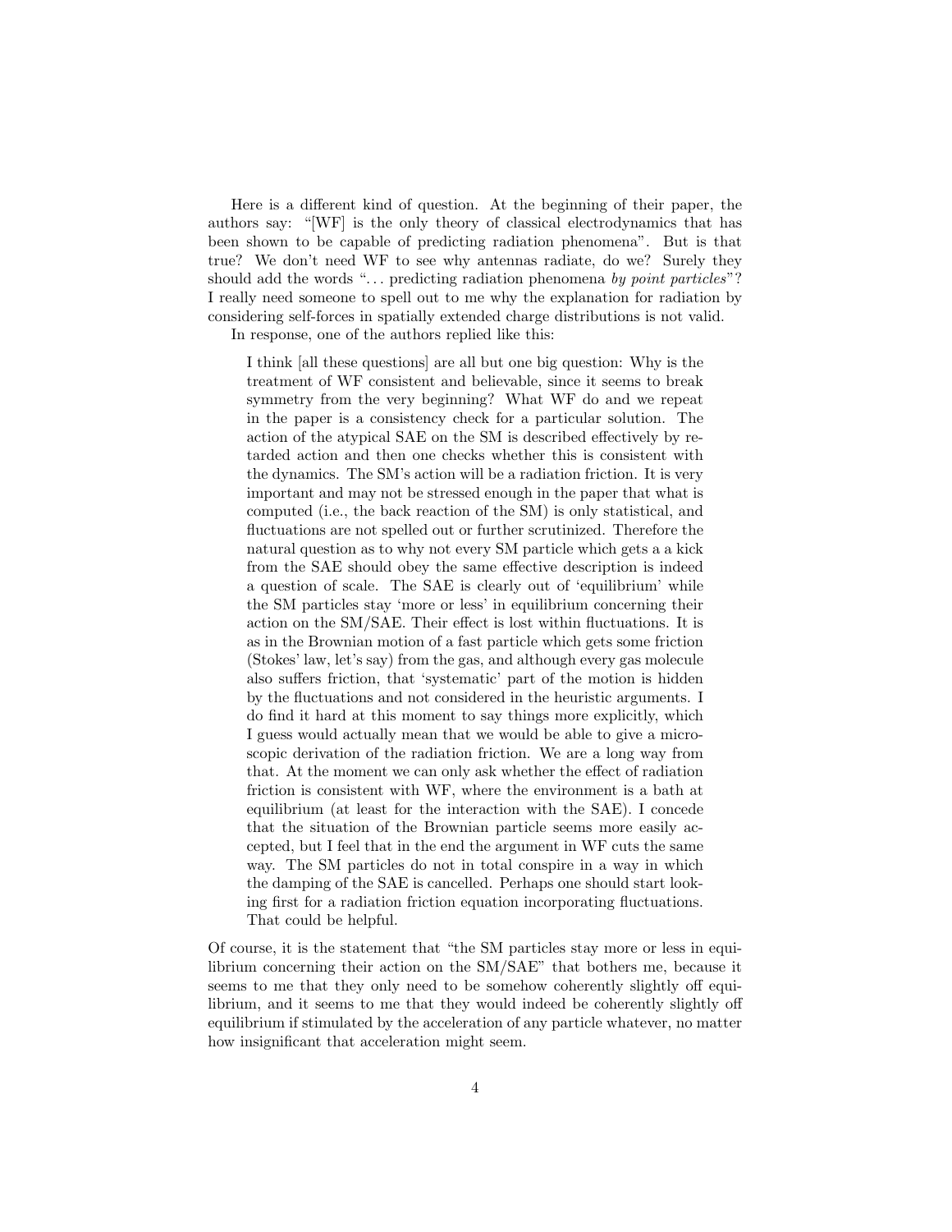Here is a different kind of question. At the beginning of their paper, the authors say: "[WF] is the only theory of classical electrodynamics that has been shown to be capable of predicting radiation phenomena". But is that true? We don't need WF to see why antennas radiate, do we? Surely they should add the words "... predicting radiation phenomena *by point particles*"? I really need someone to spell out to me why the explanation for radiation by considering self-forces in spatially extended charge distributions is not valid.

In response, one of the authors replied like this:

> I think [all these questions] are all but one big question: Why is the treatment of WF consistent and believable, since it seems to break symmetry from the very beginning? What WF do and we repeat in the paper is a consistency check for a particular solution. The action of the atypical SAE on the SM is described effectively by retarded action and then one checks whether this is consistent with the dynamics. The SM's action will be a radiation friction. It is very important and may not be stressed enough in the paper that what is computed (i.e., the back reaction of the SM) is only statistical, and fluctuations are not spelled out or further scrutinized. Therefore the natural question as to why not every SM particle which gets a a kick from the SAE should obey the same effective description is indeed a question of scale. The SAE is clearly out of 'equilibrium' while the SM particles stay 'more or less' in equilibrium concerning their action on the SM/SAE. Their effect is lost within fluctuations. It is as in the Brownian motion of a fast particle which gets some friction (Stokes' law, let's say) from the gas, and although every gas molecule also suffers friction, that 'systematic' part of the motion is hidden by the fluctuations and not considered in the heuristic arguments. I do find it hard at this moment to say things more explicitly, which I guess would actually mean that we would be able to give a microscopic derivation of the radiation friction. We are a long way from that. At the moment we can only ask whether the effect of radiation friction is consistent with WF, where the environment is a bath at equilibrium (at least for the interaction with the SAE). I concede that the situation of the Brownian particle seems more easily accepted, but I feel that in the end the argument in WF cuts the same way. The SM particles do not in total conspire in a way in which the damping of the SAE is cancelled. Perhaps one should start looking first for a radiation friction equation incorporating fluctuations. That could be helpful.

Of course, it is the statement that "the SM particles stay more or less in equilibrium concerning their action on the SM/SAE" that bothers me, because it seems to me that they only need to be somehow coherently slightly off equilibrium, and it seems to me that they would indeed be coherently slightly off equilibrium if stimulated by the acceleration of any particle whatever, no matter how insignificant that acceleration might seem.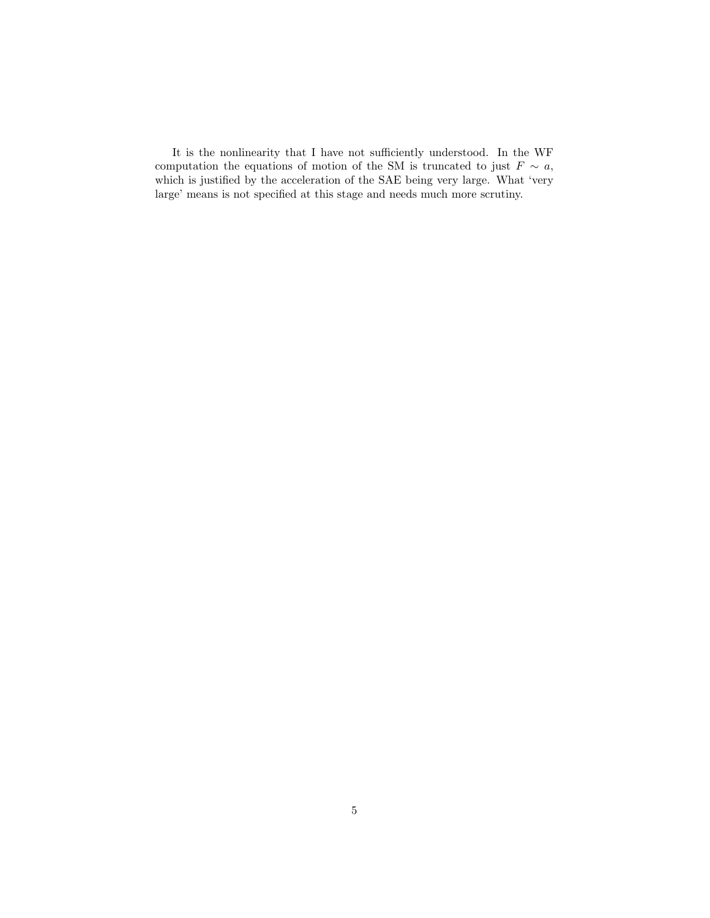It is the nonlinearity that I have not sufficiently understood. In the WF computation the equations of motion of the SM is truncated to just $F \sim a$, which is justified by the acceleration of the SAE being very large. What 'very large' means is not specified at this stage and needs much more scrutiny.